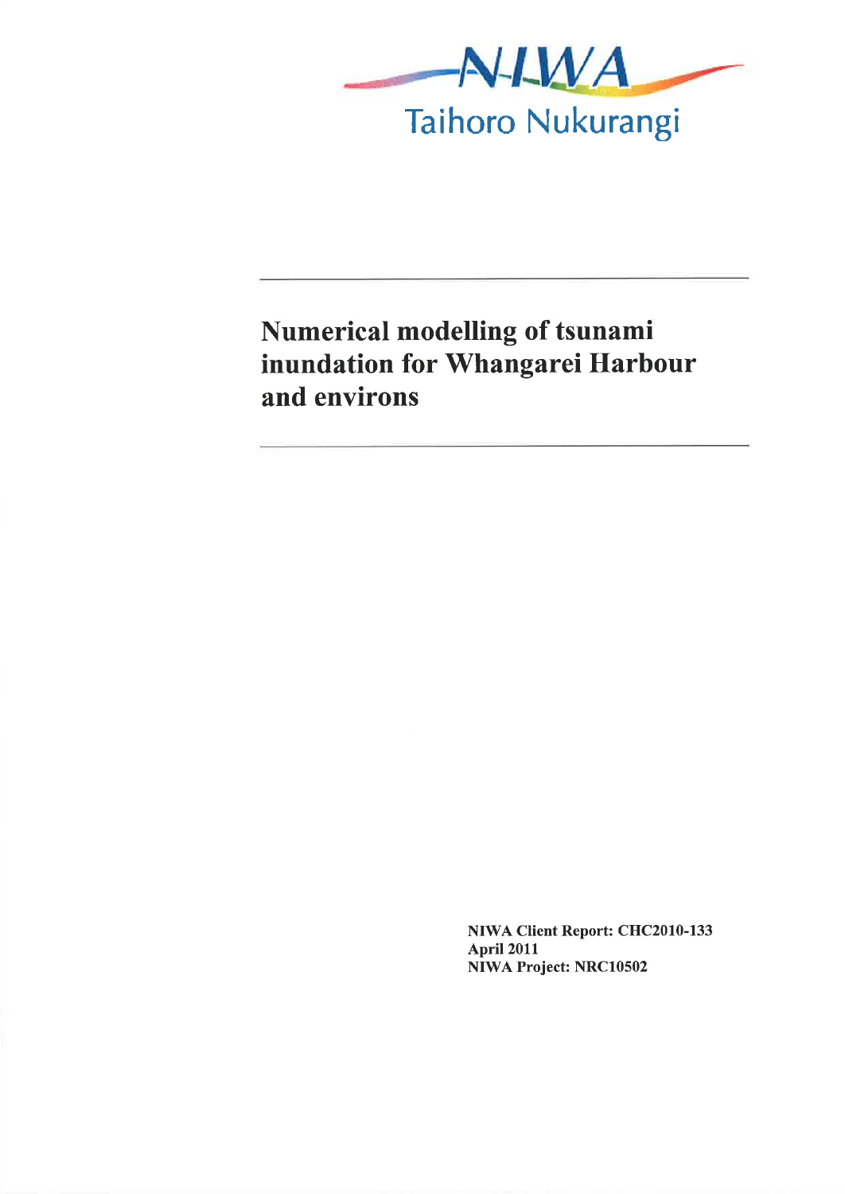NIWA

Taihoro Nukurangi

# Numerical modelling of tsunami inundation for Whangarei Harbour and environs

**NIWA Client Report: CHC2010-133**
**April 2011**
**NIWA Project: NRC10502**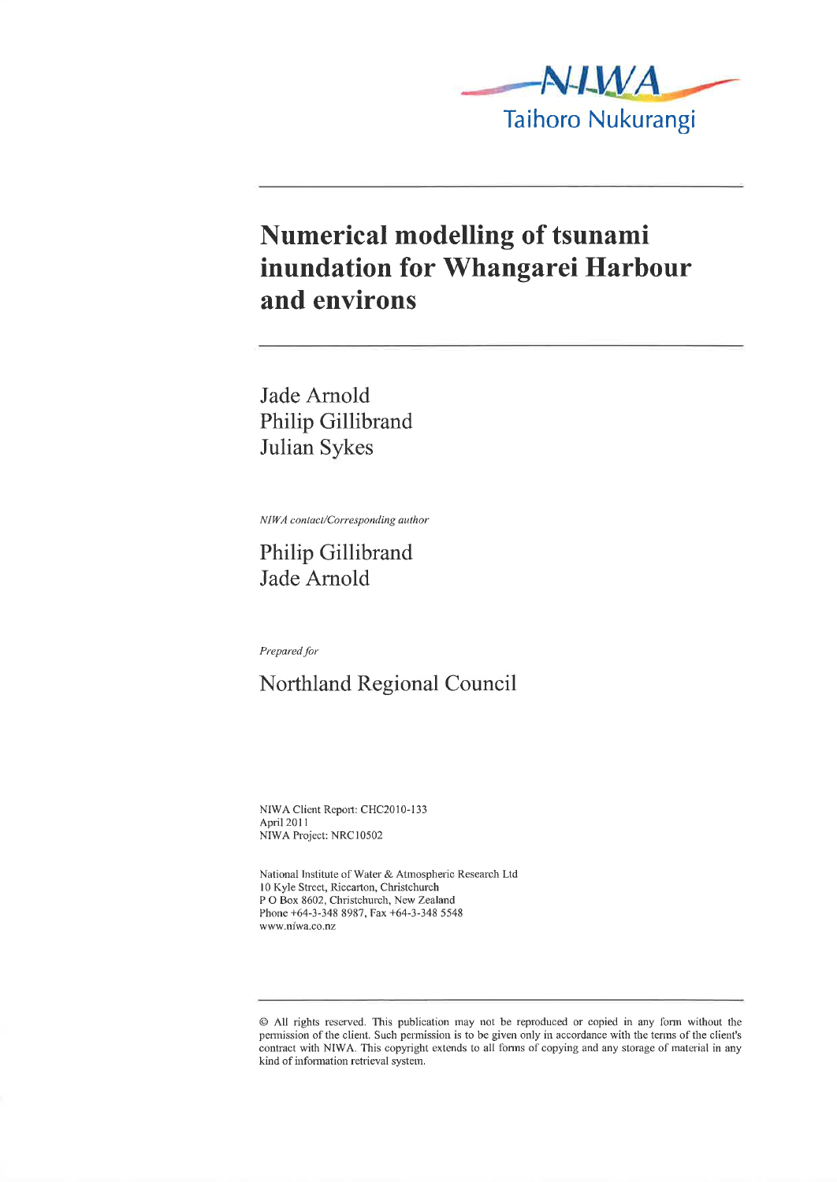NIWA
Taihoro Nukurangi

# Numerical modelling of tsunami inundation for Whangarei Harbour and environs

Jade Arnold
Philip Gillibrand
Julian Sykes

*NIWA contact/Corresponding author*

Philip Gillibrand
Jade Arnold

*Prepared for*

Northland Regional Council

NIWA Client Report: CHC2010-133
April 2011
NIWA Project: NRC10502

National Institute of Water & Atmospheric Research Ltd
10 Kyle Street, Riccarton, Christchurch
P O Box 8602, Christchurch, New Zealand
Phone +64-3-348 8987, Fax +64-3-348 5548
www.niwa.co.nz

© All rights reserved. This publication may not be reproduced or copied in any form without the permission of the client. Such permission is to be given only in accordance with the terms of the client's contract with NIWA. This copyright extends to all forms of copying and any storage of material in any kind of information retrieval system.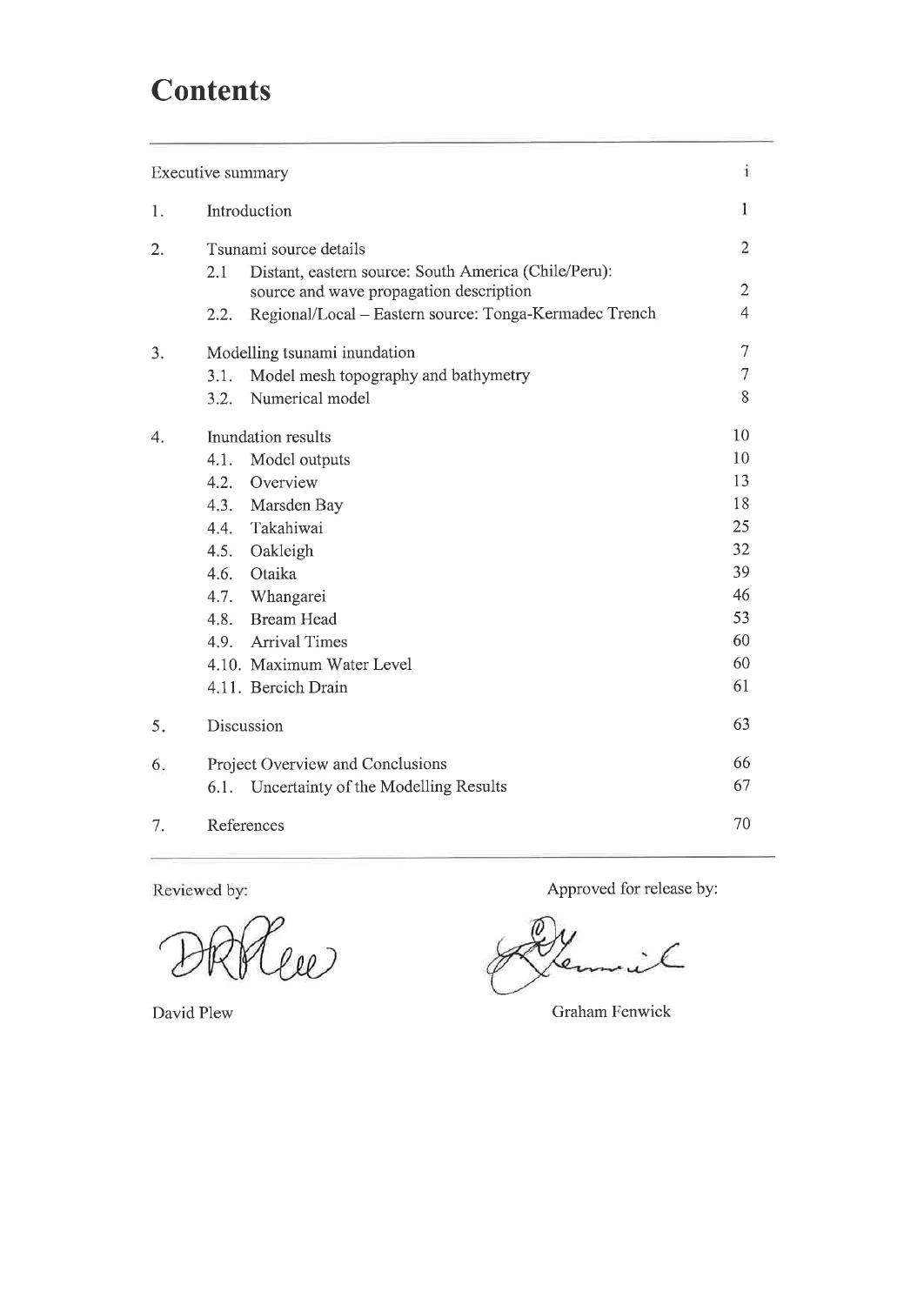# Contents

| | | |
|---|---|---|
| Executive summary | | i |
| 1. | Introduction | 1 |
| 2. | Tsunami source details | 2 |
| | 2.1 Distant, eastern source: South America (Chile/Peru): source and wave propagation description | 2 |
| | 2.2. Regional/Local – Eastern source: Tonga-Kermadec Trench | 4 |
| 3. | Modelling tsunami inundation | 7 |
| | 3.1. Model mesh topography and bathymetry | 7 |
| | 3.2. Numerical model | 8 |
| 4. | Inundation results | 10 |
| | 4.1. Model outputs | 10 |
| | 4.2. Overview | 13 |
| | 4.3. Marsden Bay | 18 |
| | 4.4. Takahiwai | 25 |
| | 4.5. Oakleigh | 32 |
| | 4.6. Otaika | 39 |
| | 4.7. Whangarei | 46 |
| | 4.8. Bream Head | 53 |
| | 4.9. Arrival Times | 60 |
| | 4.10. Maximum Water Level | 60 |
| | 4.11. Bercich Drain | 61 |
| 5. | Discussion | 63 |
| 6. | Project Overview and Conclusions | 66 |
| | 6.1. Uncertainty of the Modelling Results | 67 |
| 7. | References | 70 |

Reviewed by:

David Plew

Approved for release by:

Graham Fenwick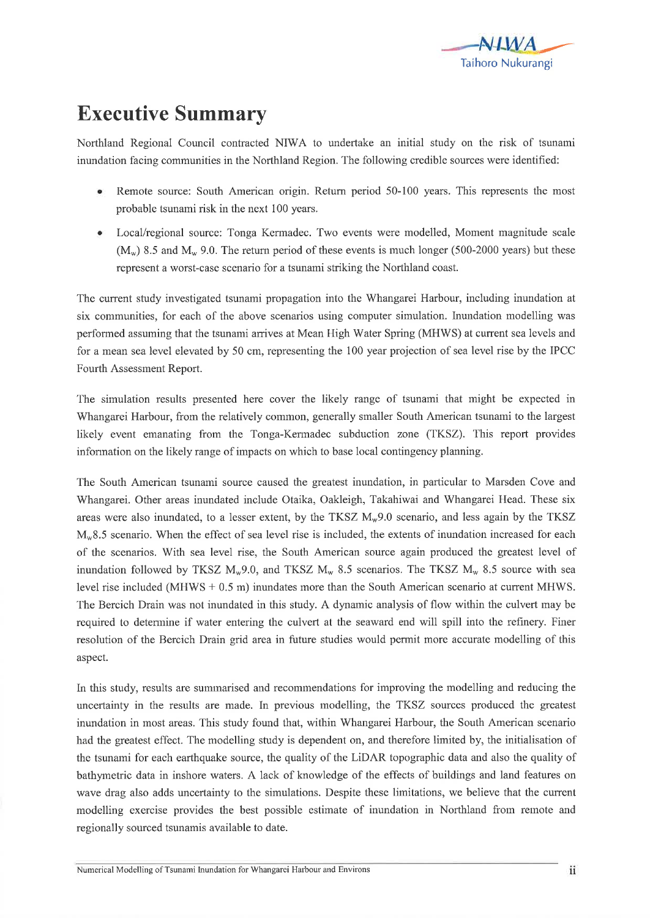# Executive Summary

Northland Regional Council contracted NIWA to undertake an initial study on the risk of tsunami inundation facing communities in the Northland Region. The following credible sources were identified:

- Remote source: South American origin. Return period 50-100 years. This represents the most probable tsunami risk in the next 100 years.
- Local/regional source: Tonga Kermadec. Two events were modelled, Moment magnitude scale ($M_w$) 8.5 and $M_w$ 9.0. The return period of these events is much longer (500-2000 years) but these represent a worst-case scenario for a tsunami striking the Northland coast.

The current study investigated tsunami propagation into the Whangarei Harbour, including inundation at six communities, for each of the above scenarios using computer simulation. Inundation modelling was performed assuming that the tsunami arrives at Mean High Water Spring (MHWS) at current sea levels and for a mean sea level elevated by 50 cm, representing the 100 year projection of sea level rise by the IPCC Fourth Assessment Report.

The simulation results presented here cover the likely range of tsunami that might be expected in Whangarei Harbour, from the relatively common, generally smaller South American tsunami to the largest likely event emanating from the Tonga-Kermadec subduction zone (TKSZ). This report provides information on the likely range of impacts on which to base local contingency planning.

The South American tsunami source caused the greatest inundation, in particular to Marsden Cove and Whangarei. Other areas inundated include Otaika, Oakleigh, Takahiwai and Whangarei Head. These six areas were also inundated, to a lesser extent, by the TKSZ $M_w$9.0 scenario, and less again by the TKSZ $M_w$8.5 scenario. When the effect of sea level rise is included, the extents of inundation increased for each of the scenarios. With sea level rise, the South American source again produced the greatest level of inundation followed by TKSZ $M_w$9.0, and TKSZ $M_w$ 8.5 scenarios. The TKSZ $M_w$ 8.5 source with sea level rise included (MHWS + 0.5 m) inundates more than the South American scenario at current MHWS. The Bercich Drain was not inundated in this study. A dynamic analysis of flow within the culvert may be required to determine if water entering the culvert at the seaward end will spill into the refinery. Finer resolution of the Bercich Drain grid area in future studies would permit more accurate modelling of this aspect.

In this study, results are summarised and recommendations for improving the modelling and reducing the uncertainty in the results are made. In previous modelling, the TKSZ sources produced the greatest inundation in most areas. This study found that, within Whangarei Harbour, the South American scenario had the greatest effect. The modelling study is dependent on, and therefore limited by, the initialisation of the tsunami for each earthquake source, the quality of the LiDAR topographic data and also the quality of bathymetric data in inshore waters. A lack of knowledge of the effects of buildings and land features on wave drag also adds uncertainty to the simulations. Despite these limitations, we believe that the current modelling exercise provides the best possible estimate of inundation in Northland from remote and regionally sourced tsunamis available to date.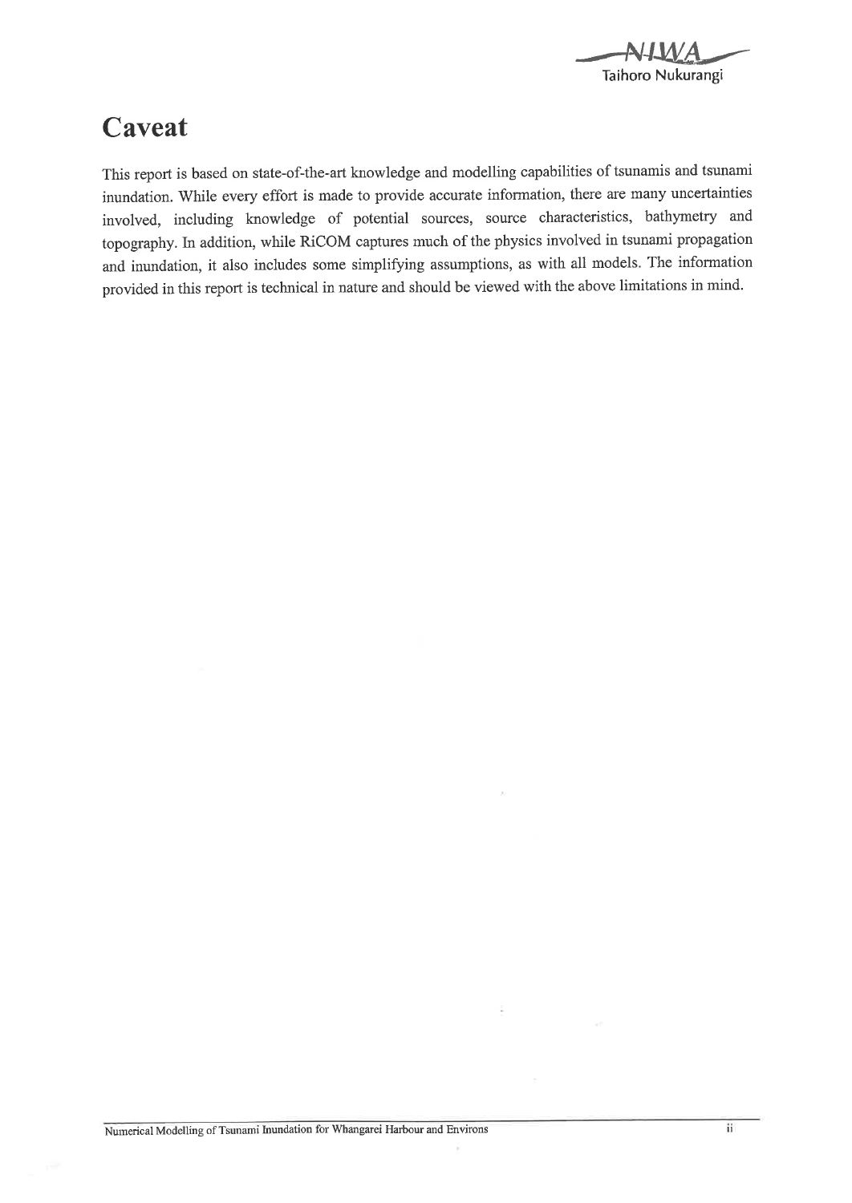# Caveat

This report is based on state-of-the-art knowledge and modelling capabilities of tsunamis and tsunami inundation. While every effort is made to provide accurate information, there are many uncertainties involved, including knowledge of potential sources, source characteristics, bathymetry and topography. In addition, while RiCOM captures much of the physics involved in tsunami propagation and inundation, it also includes some simplifying assumptions, as with all models. The information provided in this report is technical in nature and should be viewed with the above limitations in mind.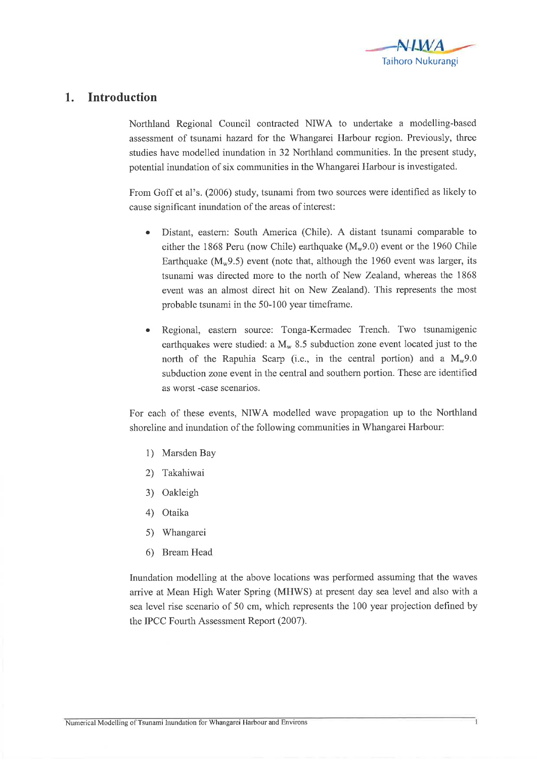# 1. Introduction

Northland Regional Council contracted NIWA to undertake a modelling-based assessment of tsunami hazard for the Whangarei Harbour region. Previously, three studies have modelled inundation in 32 Northland communities. In the present study, potential inundation of six communities in the Whangarei Harbour is investigated.

From Goff et al's. (2006) study, tsunami from two sources were identified as likely to cause significant inundation of the areas of interest:

- Distant, eastern: South America (Chile). A distant tsunami comparable to either the 1868 Peru (now Chile) earthquake ($M_w$9.0) event or the 1960 Chile Earthquake ($M_w$9.5) event (note that, although the 1960 event was larger, its tsunami was directed more to the north of New Zealand, whereas the 1868 event was an almost direct hit on New Zealand). This represents the most probable tsunami in the 50-100 year timeframe.

- Regional, eastern source: Tonga-Kermadec Trench. Two tsunamigenic earthquakes were studied: a $M_w$ 8.5 subduction zone event located just to the north of the Rapuhia Scarp (i.e., in the central portion) and a $M_w$9.0 subduction zone event in the central and southern portion. These are identified as worst -case scenarios.

For each of these events, NIWA modelled wave propagation up to the Northland shoreline and inundation of the following communities in Whangarei Harbour:

1) Marsden Bay
2) Takahiwai
3) Oakleigh
4) Otaika
5) Whangarei
6) Bream Head

Inundation modelling at the above locations was performed assuming that the waves arrive at Mean High Water Spring (MHWS) at present day sea level and also with a sea level rise scenario of 50 cm, which represents the 100 year projection defined by the IPCC Fourth Assessment Report (2007).